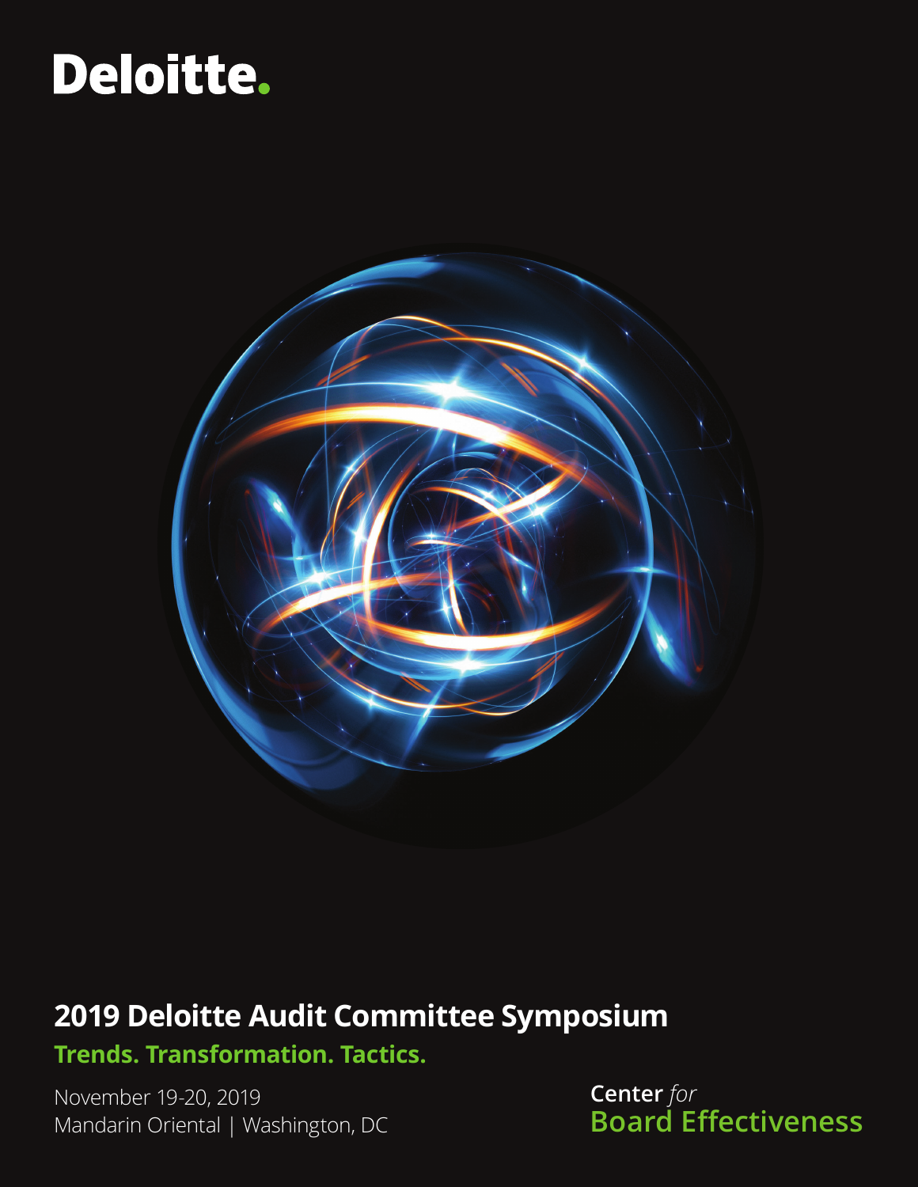Deloitte.

# 2019 Deloitte Audit Committee Symposium

## Trends. Transformation. Tactics.

November 19-20, 2019
Mandarin Oriental | Washington, DC

Center *for*
Board Effectiveness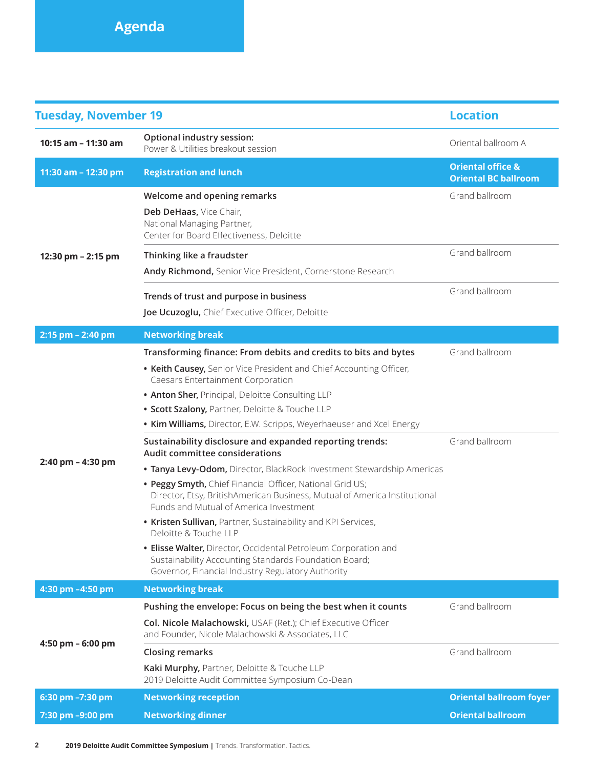# Agenda

| Tuesday, November 19 | | Location |
|---|---|---|
| 10:15 am – 11:30 am | **Optional industry session:** Power & Utilities breakout session | Oriental ballroom A |
| **11:30 am – 12:30 pm** | **Registration and lunch** | **Oriental office & Oriental BC ballroom** |
| 12:30 pm – 2:15 pm | **Welcome and opening remarks**<br>**Deb DeHaas,** Vice Chair, National Managing Partner, Center for Board Effectiveness, Deloitte | Grand ballroom |
| | **Thinking like a fraudster**<br>**Andy Richmond,** Senior Vice President, Cornerstone Research | Grand ballroom |
| | **Trends of trust and purpose in business**<br>**Joe Ucuzoglu,** Chief Executive Officer, Deloitte | Grand ballroom |
| **2:15 pm – 2:40 pm** | **Networking break** | |
| 2:40 pm – 4:30 pm | **Transforming finance: From debits and credits to bits and bytes**<br>• **Keith Causey,** Senior Vice President and Chief Accounting Officer, Caesars Entertainment Corporation<br>• **Anton Sher,** Principal, Deloitte Consulting LLP<br>• **Scott Szalony,** Partner, Deloitte & Touche LLP<br>• **Kim Williams,** Director, E.W. Scripps, Weyerhaeuser and Xcel Energy | Grand ballroom |
| | **Sustainability disclosure and expanded reporting trends: Audit committee considerations**<br>• **Tanya Levy-Odom,** Director, BlackRock Investment Stewardship Americas<br>• **Peggy Smyth,** Chief Financial Officer, National Grid US; Director, Etsy, BritishAmerican Business, Mutual of America Institutional Funds and Mutual of America Investment<br>• **Kristen Sullivan,** Partner, Sustainability and KPI Services, Deloitte & Touche LLP<br>• **Elisse Walter,** Director, Occidental Petroleum Corporation and Sustainability Accounting Standards Foundation Board; Governor, Financial Industry Regulatory Authority | Grand ballroom |
| **4:30 pm –4:50 pm** | **Networking break** | |
| 4:50 pm – 6:00 pm | **Pushing the envelope: Focus on being the best when it counts**<br>**Col. Nicole Malachowski,** USAF (Ret.); Chief Executive Officer and Founder, Nicole Malachowski & Associates, LLC | Grand ballroom |
| | **Closing remarks**<br>**Kaki Murphy,** Partner, Deloitte & Touche LLP<br>2019 Deloitte Audit Committee Symposium Co-Dean | Grand ballroom |
| **6:30 pm –7:30 pm** | **Networking reception** | **Oriental ballroom foyer** |
| **7:30 pm –9:00 pm** | **Networking dinner** | **Oriental ballroom** |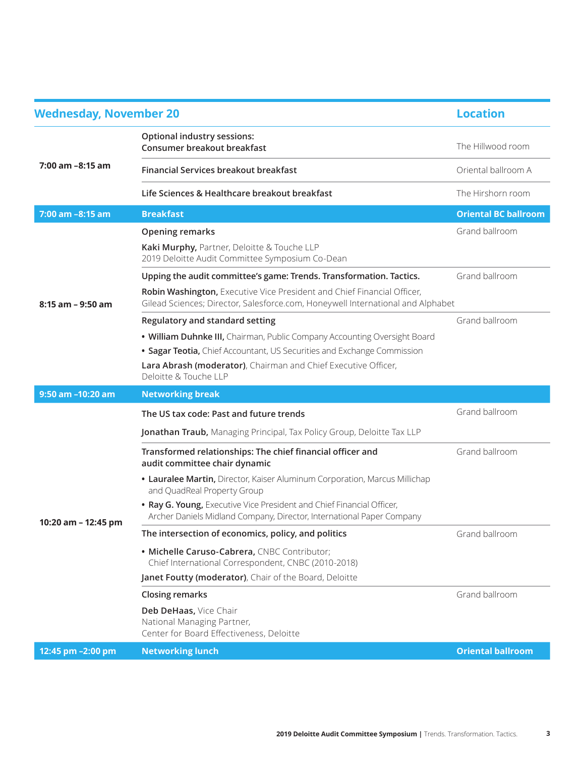| Wednesday, November 20 | | Location |
|---|---|---|
| 7:00 am –8:15 am | **Optional industry sessions:**<br>**Consumer breakout breakfast** | The Hillwood room |
| | **Financial Services breakout breakfast** | Oriental ballroom A |
| | **Life Sciences & Healthcare breakout breakfast** | The Hirshorn room |
| **7:00 am –8:15 am** | **Breakfast** | **Oriental BC ballroom** |
| 8:15 am – 9:50 am | **Opening remarks**<br>**Kaki Murphy,** Partner, Deloitte & Touche LLP<br>2019 Deloitte Audit Committee Symposium Co-Dean | Grand ballroom |
| | **Upping the audit committee's game: Trends. Transformation. Tactics.**<br>**Robin Washington,** Executive Vice President and Chief Financial Officer, Gilead Sciences; Director, Salesforce.com, Honeywell International and Alphabet | Grand ballroom |
| | **Regulatory and standard setting**<br>• **William Duhnke III,** Chairman, Public Company Accounting Oversight Board<br>• **Sagar Teotia,** Chief Accountant, US Securities and Exchange Commission<br>**Lara Abrash (moderator)**, Chairman and Chief Executive Officer, Deloitte & Touche LLP | Grand ballroom |
| **9:50 am –10:20 am** | **Networking break** | |
| 10:20 am – 12:45 pm | **The US tax code: Past and future trends**<br>**Jonathan Traub,** Managing Principal, Tax Policy Group, Deloitte Tax LLP | Grand ballroom |
| | **Transformed relationships: The chief financial officer and audit committee chair dynamic**<br>• **Lauralee Martin,** Director, Kaiser Aluminum Corporation, Marcus Millichap and QuadReal Property Group<br>• **Ray G. Young,** Executive Vice President and Chief Financial Officer, Archer Daniels Midland Company, Director, International Paper Company | Grand ballroom |
| | **The intersection of economics, policy, and politics**<br>• **Michelle Caruso-Cabrera,** CNBC Contributor; Chief International Correspondent, CNBC (2010-2018)<br>**Janet Foutty (moderator)**, Chair of the Board, Deloitte | Grand ballroom |
| | **Closing remarks**<br>**Deb DeHaas,** Vice Chair<br>National Managing Partner,<br>Center for Board Effectiveness, Deloitte | Grand ballroom |
| **12:45 pm –2:00 pm** | **Networking lunch** | **Oriental ballroom** |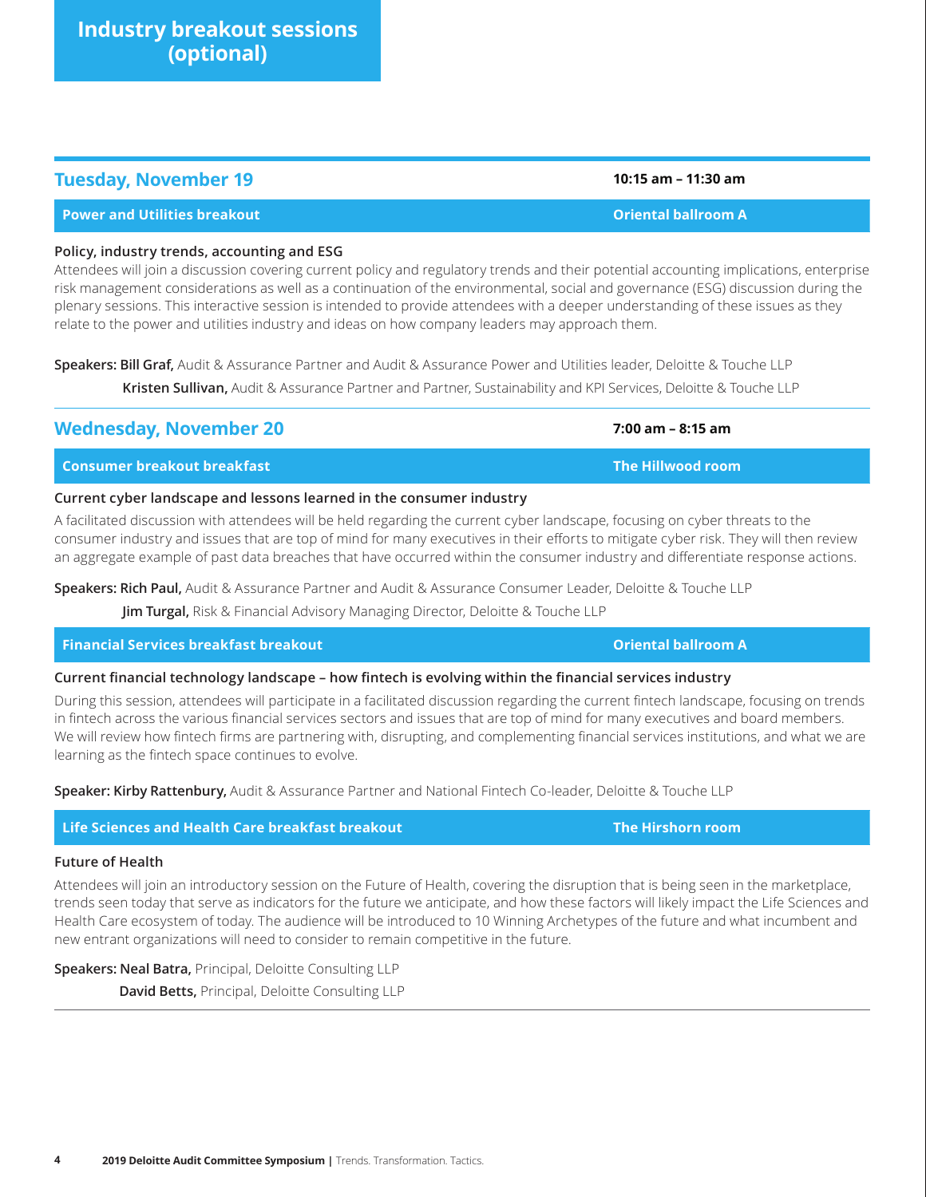# Industry breakout sessions (optional)

## Tuesday, November 19

**10:15 am – 11:30 am**

### Power and Utilities breakout — Oriental ballroom A

**Policy, industry trends, accounting and ESG**

Attendees will join a discussion covering current policy and regulatory trends and their potential accounting implications, enterprise risk management considerations as well as a continuation of the environmental, social and governance (ESG) discussion during the plenary sessions. This interactive session is intended to provide attendees with a deeper understanding of these issues as they relate to the power and utilities industry and ideas on how company leaders may approach them.

**Speakers: Bill Graf,** Audit & Assurance Partner and Audit & Assurance Power and Utilities leader, Deloitte & Touche LLP
**Kristen Sullivan,** Audit & Assurance Partner and Partner, Sustainability and KPI Services, Deloitte & Touche LLP

## Wednesday, November 20

**7:00 am – 8:15 am**

### Consumer breakout breakfast — The Hillwood room

**Current cyber landscape and lessons learned in the consumer industry**

A facilitated discussion with attendees will be held regarding the current cyber landscape, focusing on cyber threats to the consumer industry and issues that are top of mind for many executives in their efforts to mitigate cyber risk. They will then review an aggregate example of past data breaches that have occurred within the consumer industry and differentiate response actions.

**Speakers: Rich Paul,** Audit & Assurance Partner and Audit & Assurance Consumer Leader, Deloitte & Touche LLP
**Jim Turgal,** Risk & Financial Advisory Managing Director, Deloitte & Touche LLP

### Financial Services breakfast breakout — Oriental ballroom A

**Current financial technology landscape – how fintech is evolving within the financial services industry**

During this session, attendees will participate in a facilitated discussion regarding the current fintech landscape, focusing on trends in fintech across the various financial services sectors and issues that are top of mind for many executives and board members. We will review how fintech firms are partnering with, disrupting, and complementing financial services institutions, and what we are learning as the fintech space continues to evolve.

**Speaker: Kirby Rattenbury,** Audit & Assurance Partner and National Fintech Co-leader, Deloitte & Touche LLP

### Life Sciences and Health Care breakfast breakout — The Hirshorn room

**Future of Health**

Attendees will join an introductory session on the Future of Health, covering the disruption that is being seen in the marketplace, trends seen today that serve as indicators for the future we anticipate, and how these factors will likely impact the Life Sciences and Health Care ecosystem of today. The audience will be introduced to 10 Winning Archetypes of the future and what incumbent and new entrant organizations will need to consider to remain competitive in the future.

**Speakers: Neal Batra,** Principal, Deloitte Consulting LLP
**David Betts,** Principal, Deloitte Consulting LLP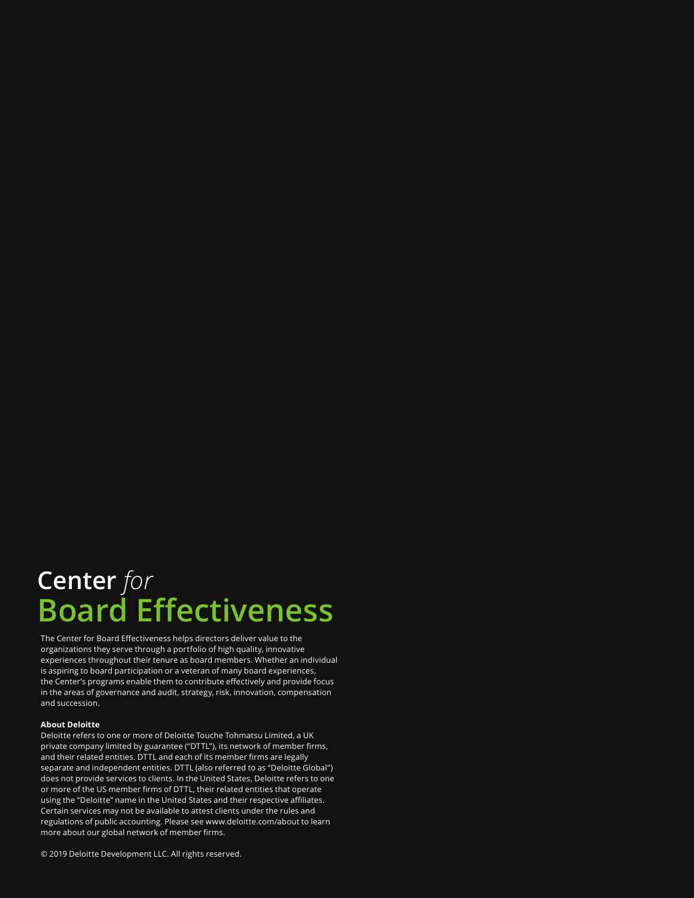# Center *for* Board Effectiveness

The Center for Board Effectiveness helps directors deliver value to the organizations they serve through a portfolio of high quality, innovative experiences throughout their tenure as board members. Whether an individual is aspiring to board participation or a veteran of many board experiences, the Center's programs enable them to contribute effectively and provide focus in the areas of governance and audit, strategy, risk, innovation, compensation and succession.

**About Deloitte**

Deloitte refers to one or more of Deloitte Touche Tohmatsu Limited, a UK private company limited by guarantee ("DTTL"), its network of member firms, and their related entities. DTTL and each of its member firms are legally separate and independent entities. DTTL (also referred to as "Deloitte Global") does not provide services to clients. In the United States, Deloitte refers to one or more of the US member firms of DTTL, their related entities that operate using the "Deloitte" name in the United States and their respective affiliates. Certain services may not be available to attest clients under the rules and regulations of public accounting. Please see www.deloitte.com/about to learn more about our global network of member firms.

© 2019 Deloitte Development LLC. All rights reserved.